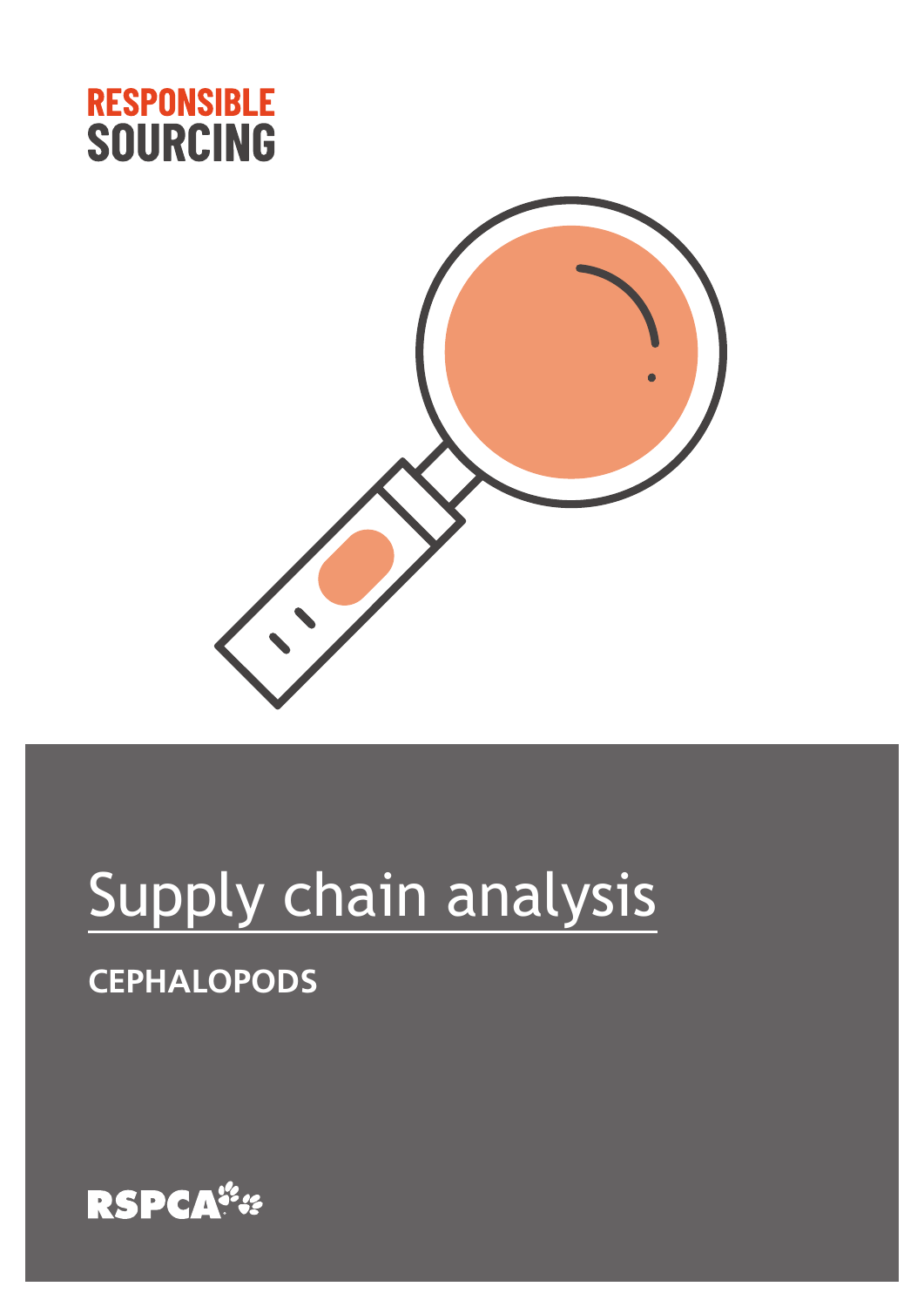RESPONSIBLE SOURCING

# Supply chain analysis

## CEPHALOPODS

RSPCA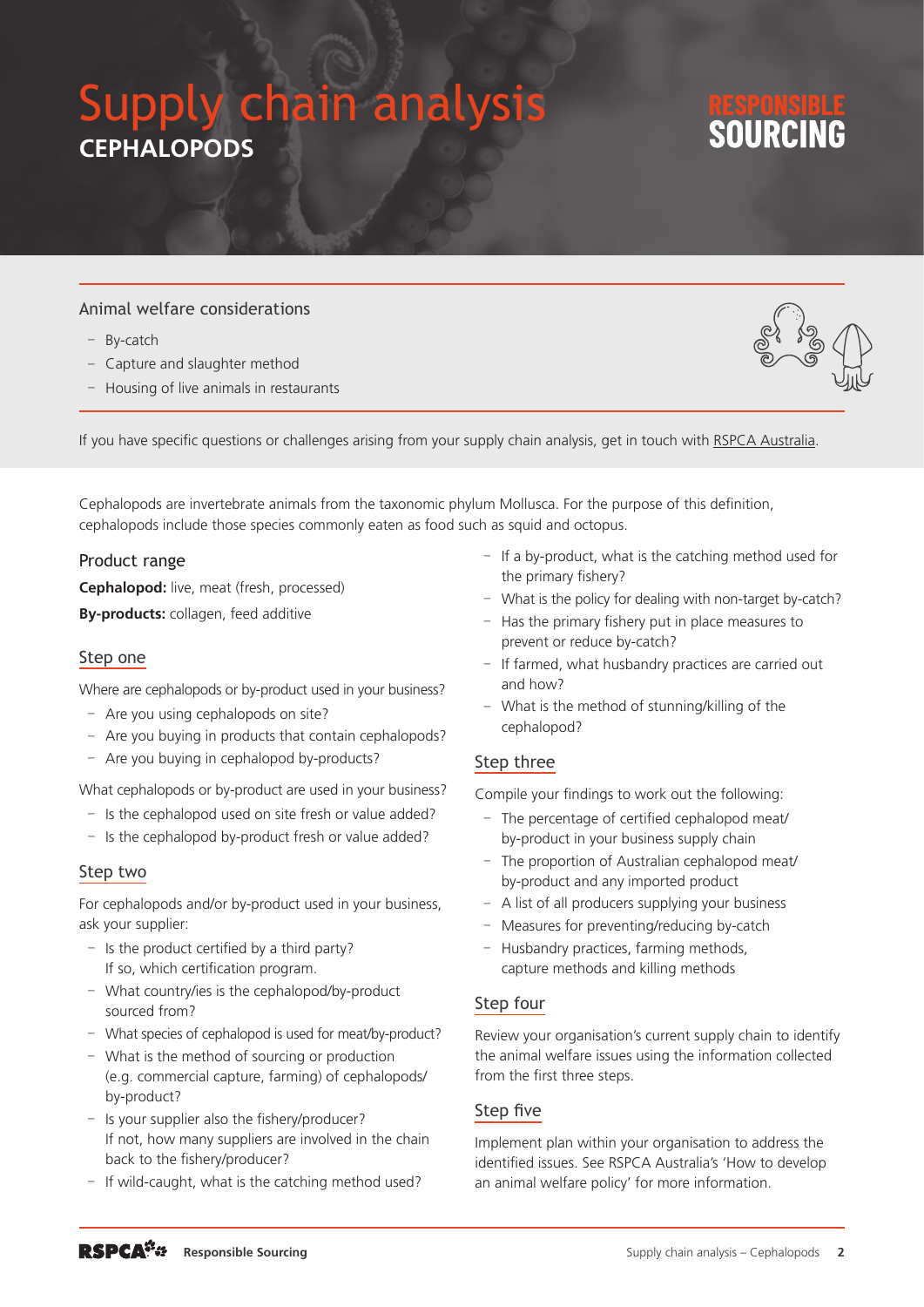# Supply chain analysis

## CEPHALOPODS

RESPONSIBLE SOURCING

### Animal welfare considerations

- By-catch
- Capture and slaughter method
- Housing of live animals in restaurants

If you have specific questions or challenges arising from your supply chain analysis, get in touch with RSPCA Australia.

Cephalopods are invertebrate animals from the taxonomic phylum Mollusca. For the purpose of this definition, cephalopods include those species commonly eaten as food such as squid and octopus.

### Product range

**Cephalopod:** live, meat (fresh, processed)

**By-products:** collagen, feed additive

### Step one

Where are cephalopods or by-product used in your business?

- Are you using cephalopods on site?
- Are you buying in products that contain cephalopods?
- Are you buying in cephalopod by-products?

What cephalopods or by-product are used in your business?

- Is the cephalopod used on site fresh or value added?
- Is the cephalopod by-product fresh or value added?

### Step two

For cephalopods and/or by-product used in your business, ask your supplier:

- Is the product certified by a third party? If so, which certification program.
- What country/ies is the cephalopod/by-product sourced from?
- What species of cephalopod is used for meat/by-product?
- What is the method of sourcing or production (e.g. commercial capture, farming) of cephalopods/by-product?
- Is your supplier also the fishery/producer? If not, how many suppliers are involved in the chain back to the fishery/producer?
- If wild-caught, what is the catching method used?
- If a by-product, what is the catching method used for the primary fishery?
- What is the policy for dealing with non-target by-catch?
- Has the primary fishery put in place measures to prevent or reduce by-catch?
- If farmed, what husbandry practices are carried out and how?
- What is the method of stunning/killing of the cephalopod?

### Step three

Compile your findings to work out the following:

- The percentage of certified cephalopod meat/by-product in your business supply chain
- The proportion of Australian cephalopod meat/by-product and any imported product
- A list of all producers supplying your business
- Measures for preventing/reducing by-catch
- Husbandry practices, farming methods, capture methods and killing methods

### Step four

Review your organisation's current supply chain to identify the animal welfare issues using the information collected from the first three steps.

### Step five

Implement plan within your organisation to address the identified issues. See RSPCA Australia's 'How to develop an animal welfare policy' for more information.